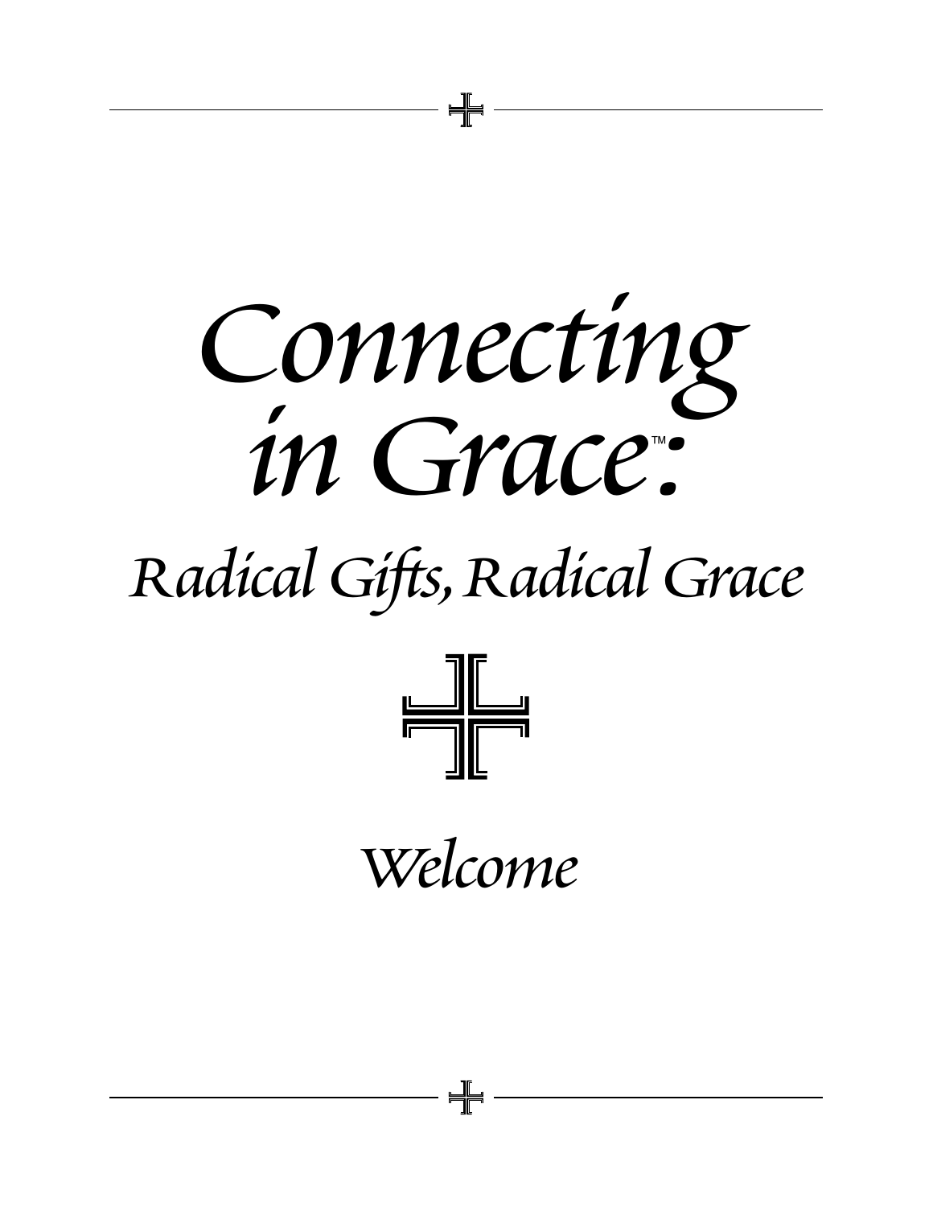# *Connecting in Grace™:*

## *Radical Gifts, Radical Grace*

### *Welcome*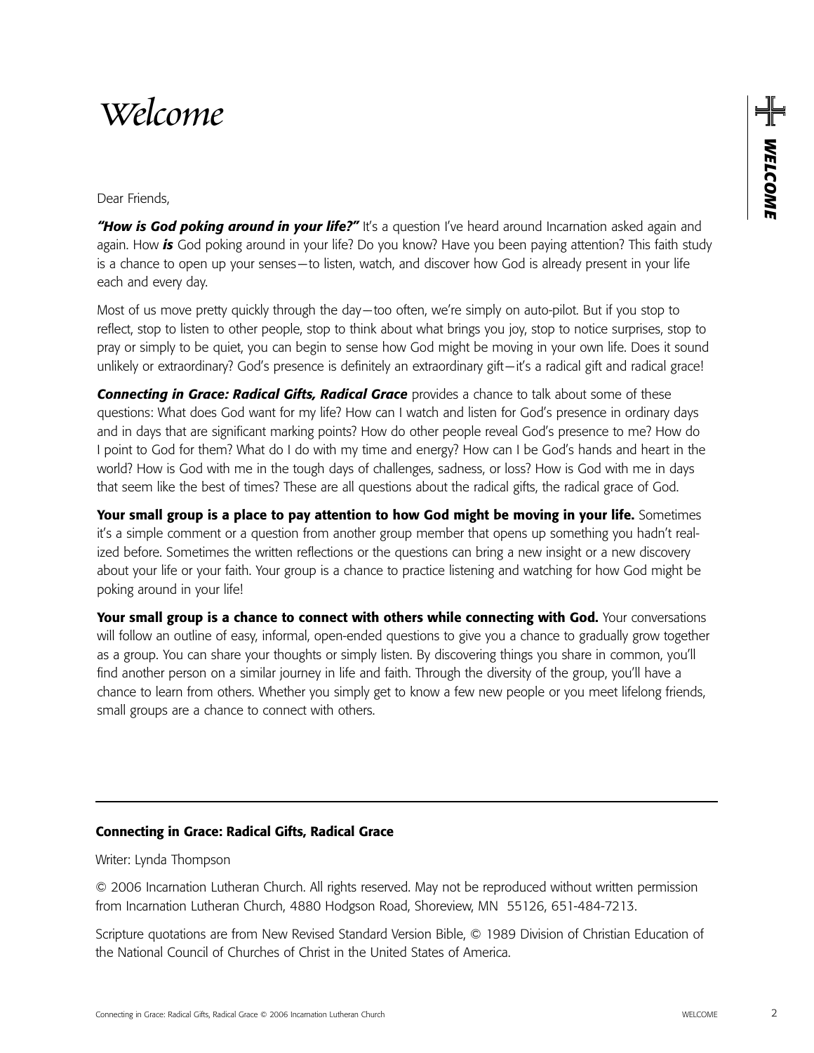# Welcome

Dear Friends,

***"How is God poking around in your life?"*** It's a question I've heard around Incarnation asked again and again. How ***is*** God poking around in your life? Do you know? Have you been paying attention? This faith study is a chance to open up your senses—to listen, watch, and discover how God is already present in your life each and every day.

Most of us move pretty quickly through the day—too often, we're simply on auto-pilot. But if you stop to reflect, stop to listen to other people, stop to think about what brings you joy, stop to notice surprises, stop to pray or simply to be quiet, you can begin to sense how God might be moving in your own life. Does it sound unlikely or extraordinary? God's presence is definitely an extraordinary gift—it's a radical gift and radical grace!

***Connecting in Grace: Radical Gifts, Radical Grace*** provides a chance to talk about some of these questions: What does God want for my life? How can I watch and listen for God's presence in ordinary days and in days that are significant marking points? How do other people reveal God's presence to me? How do I point to God for them? What do I do with my time and energy? How can I be God's hands and heart in the world? How is God with me in the tough days of challenges, sadness, or loss? How is God with me in days that seem like the best of times? These are all questions about the radical gifts, the radical grace of God.

**Your small group is a place to pay attention to how God might be moving in your life.** Sometimes it's a simple comment or a question from another group member that opens up something you hadn't realized before. Sometimes the written reflections or the questions can bring a new insight or a new discovery about your life or your faith. Your group is a chance to practice listening and watching for how God might be poking around in your life!

**Your small group is a chance to connect with others while connecting with God.** Your conversations will follow an outline of easy, informal, open-ended questions to give you a chance to gradually grow together as a group. You can share your thoughts or simply listen. By discovering things you share in common, you'll find another person on a similar journey in life and faith. Through the diversity of the group, you'll have a chance to learn from others. Whether you simply get to know a few new people or you meet lifelong friends, small groups are a chance to connect with others.

---

**Connecting in Grace: Radical Gifts, Radical Grace**

Writer: Lynda Thompson

© 2006 Incarnation Lutheran Church. All rights reserved. May not be reproduced without written permission from Incarnation Lutheran Church, 4880 Hodgson Road, Shoreview, MN 55126, 651-484-7213.

Scripture quotations are from New Revised Standard Version Bible, © 1989 Division of Christian Education of the National Council of Churches of Christ in the United States of America.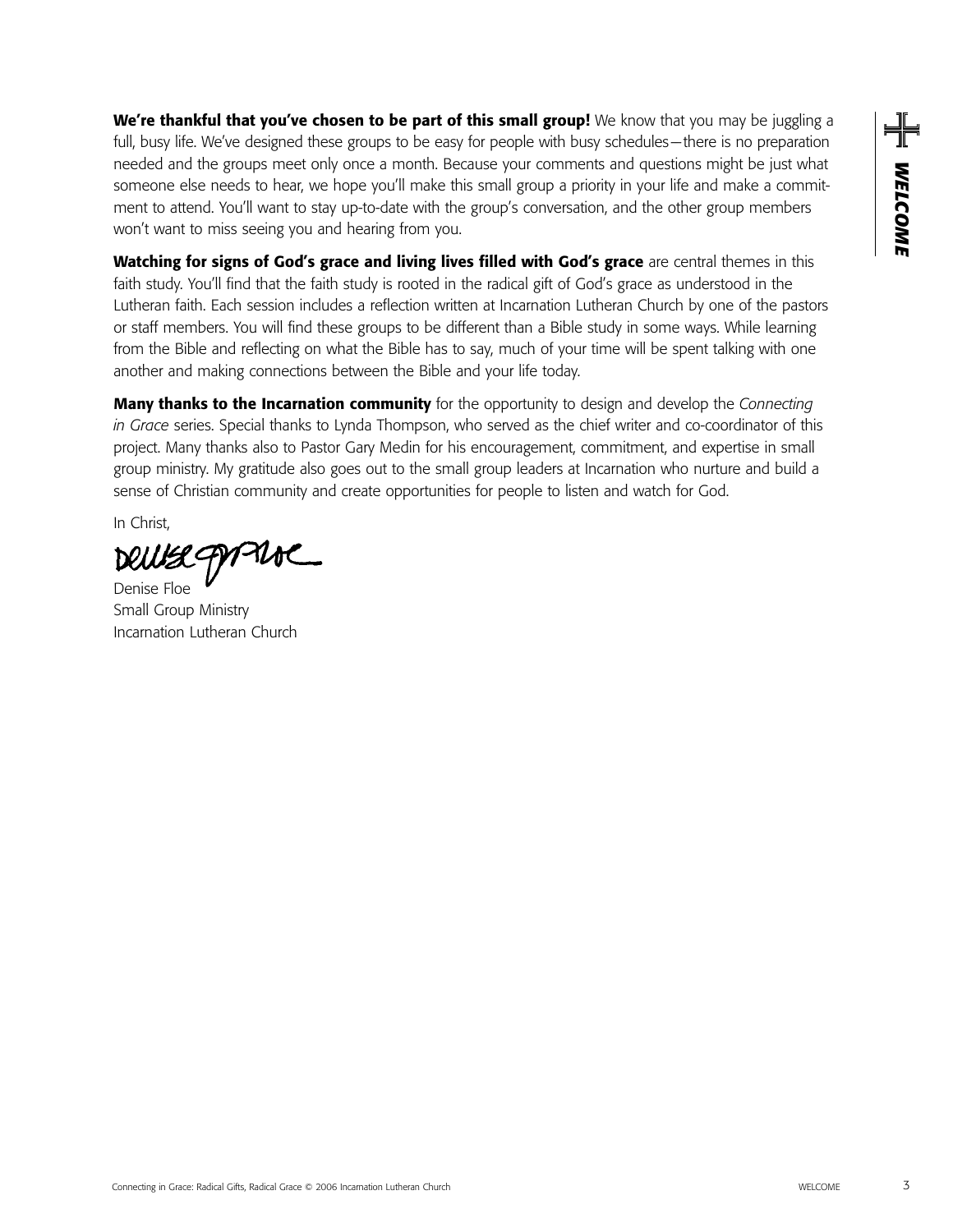**We're thankful that you've chosen to be part of this small group!** We know that you may be juggling a full, busy life. We've designed these groups to be easy for people with busy schedules—there is no preparation needed and the groups meet only once a month. Because your comments and questions might be just what someone else needs to hear, we hope you'll make this small group a priority in your life and make a commitment to attend. You'll want to stay up-to-date with the group's conversation, and the other group members won't want to miss seeing you and hearing from you.

**Watching for signs of God's grace and living lives filled with God's grace** are central themes in this faith study. You'll find that the faith study is rooted in the radical gift of God's grace as understood in the Lutheran faith. Each session includes a reflection written at Incarnation Lutheran Church by one of the pastors or staff members. You will find these groups to be different than a Bible study in some ways. While learning from the Bible and reflecting on what the Bible has to say, much of your time will be spent talking with one another and making connections between the Bible and your life today.

**Many thanks to the Incarnation community** for the opportunity to design and develop the *Connecting in Grace* series. Special thanks to Lynda Thompson, who served as the chief writer and co-coordinator of this project. Many thanks also to Pastor Gary Medin for his encouragement, commitment, and expertise in small group ministry. My gratitude also goes out to the small group leaders at Incarnation who nurture and build a sense of Christian community and create opportunities for people to listen and watch for God.

In Christ,

Denise Floe
Small Group Ministry
Incarnation Lutheran Church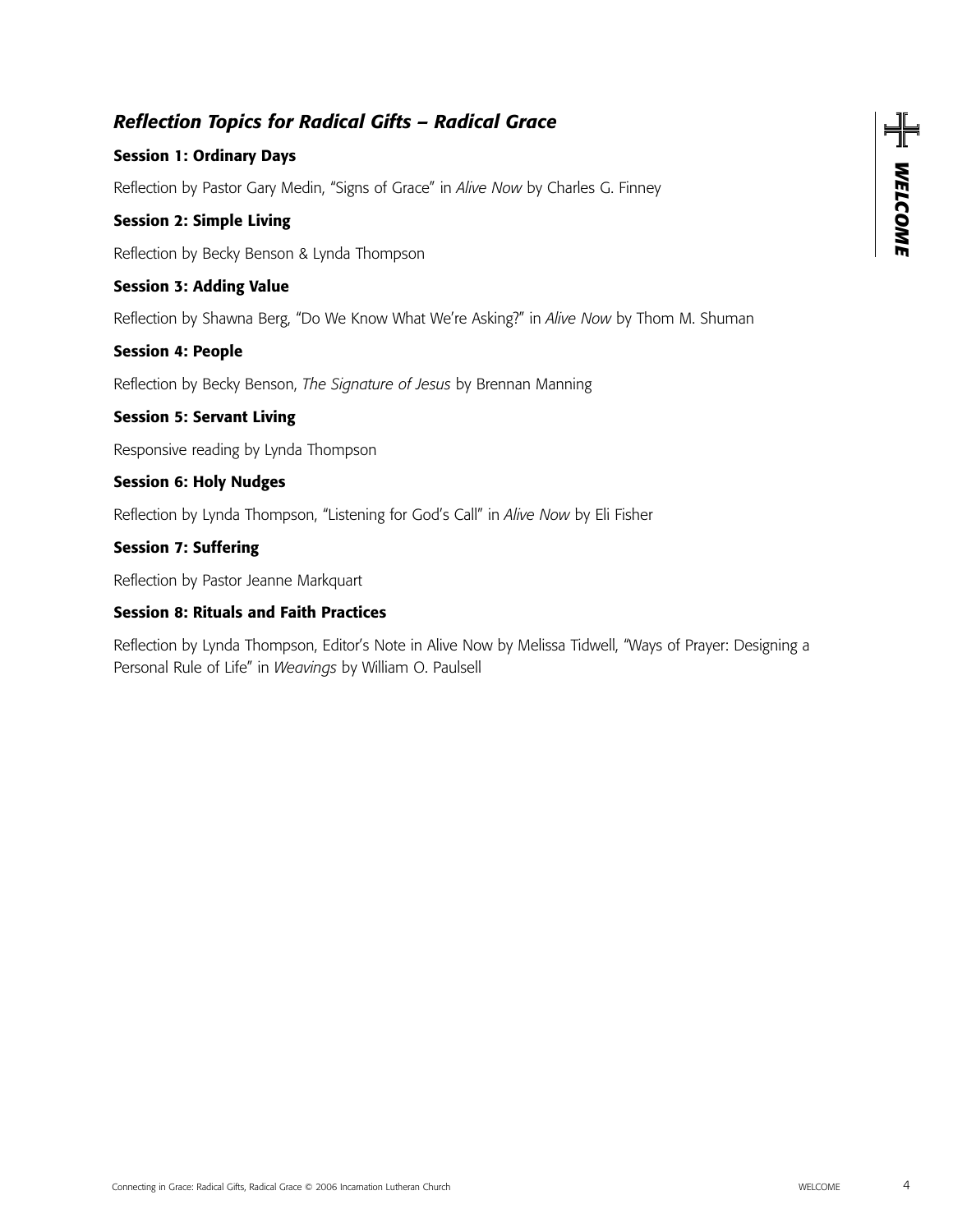## *Reflection Topics for Radical Gifts – Radical Grace*

### Session 1: Ordinary Days

Reflection by Pastor Gary Medin, "Signs of Grace" in *Alive Now* by Charles G. Finney

### Session 2: Simple Living

Reflection by Becky Benson & Lynda Thompson

### Session 3: Adding Value

Reflection by Shawna Berg, "Do We Know What We're Asking?" in *Alive Now* by Thom M. Shuman

### Session 4: People

Reflection by Becky Benson, *The Signature of Jesus* by Brennan Manning

### Session 5: Servant Living

Responsive reading by Lynda Thompson

### Session 6: Holy Nudges

Reflection by Lynda Thompson, "Listening for God's Call" in *Alive Now* by Eli Fisher

### Session 7: Suffering

Reflection by Pastor Jeanne Markquart

### Session 8: Rituals and Faith Practices

Reflection by Lynda Thompson, Editor's Note in Alive Now by Melissa Tidwell, "Ways of Prayer: Designing a Personal Rule of Life" in *Weavings* by William O. Paulsell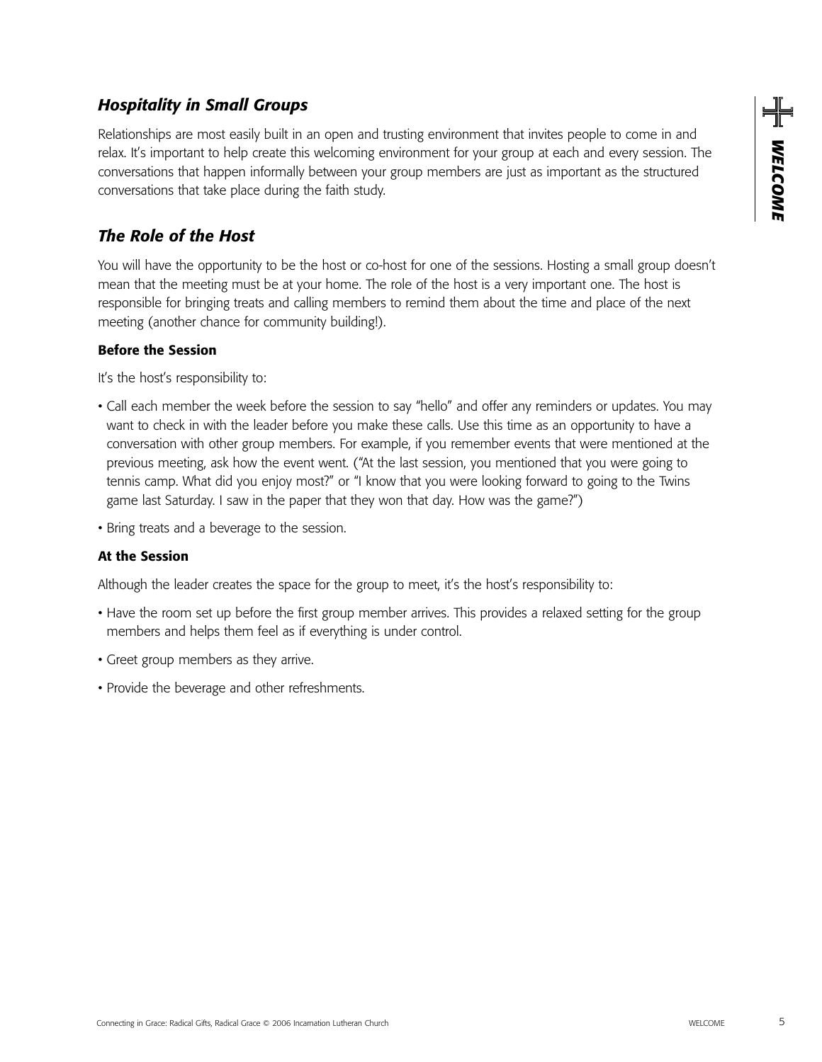## *Hospitality in Small Groups*

Relationships are most easily built in an open and trusting environment that invites people to come in and relax. It's important to help create this welcoming environment for your group at each and every session. The conversations that happen informally between your group members are just as important as the structured conversations that take place during the faith study.

## *The Role of the Host*

You will have the opportunity to be the host or co-host for one of the sessions. Hosting a small group doesn't mean that the meeting must be at your home. The role of the host is a very important one. The host is responsible for bringing treats and calling members to remind them about the time and place of the next meeting (another chance for community building!).

### Before the Session

It's the host's responsibility to:

- Call each member the week before the session to say "hello" and offer any reminders or updates. You may want to check in with the leader before you make these calls. Use this time as an opportunity to have a conversation with other group members. For example, if you remember events that were mentioned at the previous meeting, ask how the event went. ("At the last session, you mentioned that you were going to tennis camp. What did you enjoy most?" or "I know that you were looking forward to going to the Twins game last Saturday. I saw in the paper that they won that day. How was the game?")
- Bring treats and a beverage to the session.

### At the Session

Although the leader creates the space for the group to meet, it's the host's responsibility to:

- Have the room set up before the first group member arrives. This provides a relaxed setting for the group members and helps them feel as if everything is under control.
- Greet group members as they arrive.
- Provide the beverage and other refreshments.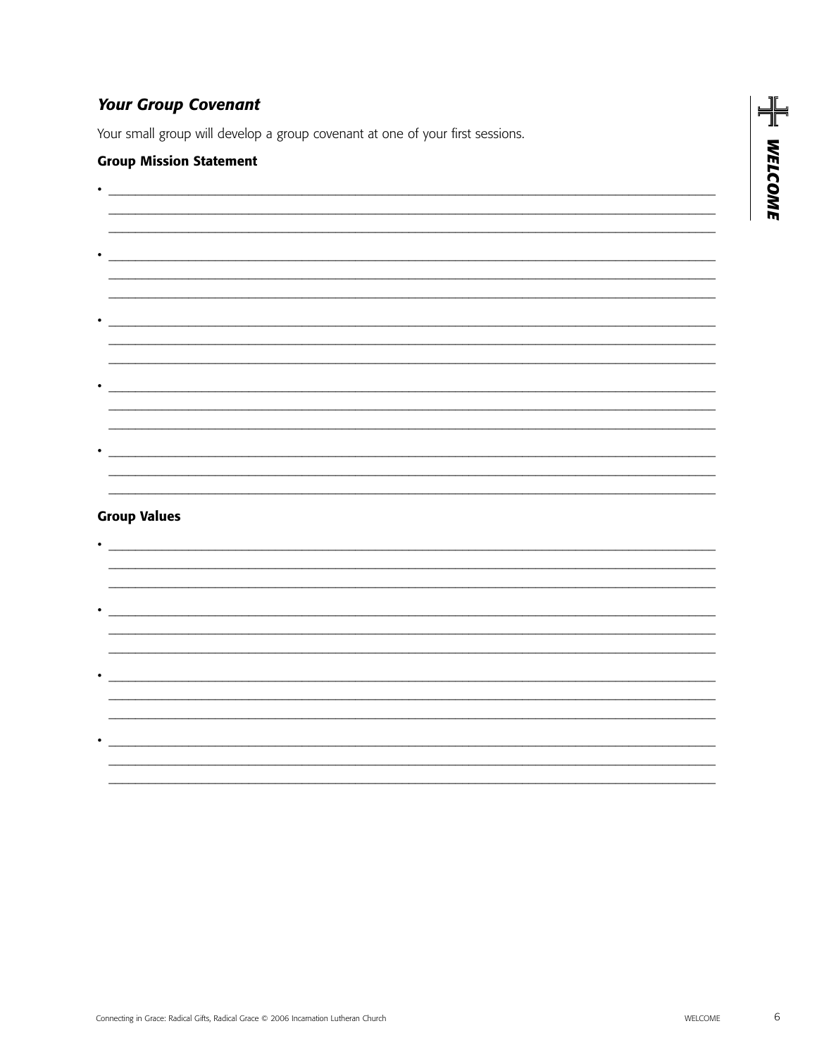## *Your Group Covenant*

Your small group will develop a group covenant at one of your first sessions.

### Group Mission Statement

- \_\_\_\_\_\_\_\_\_\_\_\_\_\_\_\_\_\_\_\_\_\_\_\_\_\_\_\_\_\_\_\_\_\_\_\_\_\_\_\_\_\_\_\_\_\_\_\_\_\_\_\_
- \_\_\_\_\_\_\_\_\_\_\_\_\_\_\_\_\_\_\_\_\_\_\_\_\_\_\_\_\_\_\_\_\_\_\_\_\_\_\_\_\_\_\_\_\_\_\_\_\_\_\_\_
- \_\_\_\_\_\_\_\_\_\_\_\_\_\_\_\_\_\_\_\_\_\_\_\_\_\_\_\_\_\_\_\_\_\_\_\_\_\_\_\_\_\_\_\_\_\_\_\_\_\_\_\_
- \_\_\_\_\_\_\_\_\_\_\_\_\_\_\_\_\_\_\_\_\_\_\_\_\_\_\_\_\_\_\_\_\_\_\_\_\_\_\_\_\_\_\_\_\_\_\_\_\_\_\_\_
- \_\_\_\_\_\_\_\_\_\_\_\_\_\_\_\_\_\_\_\_\_\_\_\_\_\_\_\_\_\_\_\_\_\_\_\_\_\_\_\_\_\_\_\_\_\_\_\_\_\_\_\_

### Group Values

- \_\_\_\_\_\_\_\_\_\_\_\_\_\_\_\_\_\_\_\_\_\_\_\_\_\_\_\_\_\_\_\_\_\_\_\_\_\_\_\_\_\_\_\_\_\_\_\_\_\_\_\_
- \_\_\_\_\_\_\_\_\_\_\_\_\_\_\_\_\_\_\_\_\_\_\_\_\_\_\_\_\_\_\_\_\_\_\_\_\_\_\_\_\_\_\_\_\_\_\_\_\_\_\_\_
- \_\_\_\_\_\_\_\_\_\_\_\_\_\_\_\_\_\_\_\_\_\_\_\_\_\_\_\_\_\_\_\_\_\_\_\_\_\_\_\_\_\_\_\_\_\_\_\_\_\_\_\_
- \_\_\_\_\_\_\_\_\_\_\_\_\_\_\_\_\_\_\_\_\_\_\_\_\_\_\_\_\_\_\_\_\_\_\_\_\_\_\_\_\_\_\_\_\_\_\_\_\_\_\_\_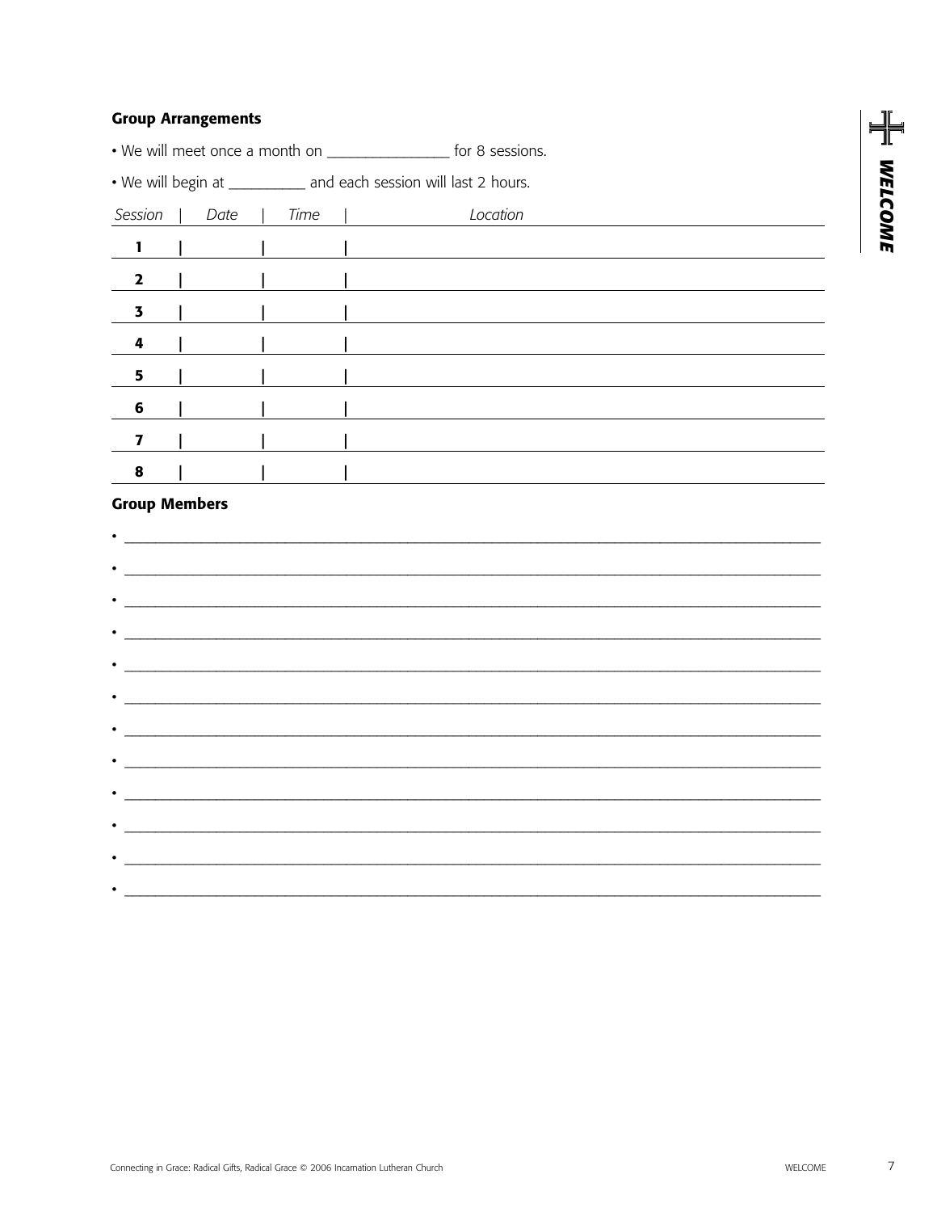## Group Arrangements

- We will meet once a month on ________________ for 8 sessions.
- We will begin at __________ and each session will last 2 hours.

| *Session* | *Date* | *Time* | *Location* |
|---|---|---|---|
| **1** | | | |
| **2** | | | |
| **3** | | | |
| **4** | | | |
| **5** | | | |
| **6** | | | |
| **7** | | | |
| **8** | | | |

## Group Members

- ________________________________________________________________________________
- ________________________________________________________________________________
- ________________________________________________________________________________
- ________________________________________________________________________________
- ________________________________________________________________________________
- ________________________________________________________________________________
- ________________________________________________________________________________
- ________________________________________________________________________________
- ________________________________________________________________________________
- ________________________________________________________________________________
- ________________________________________________________________________________
- ________________________________________________________________________________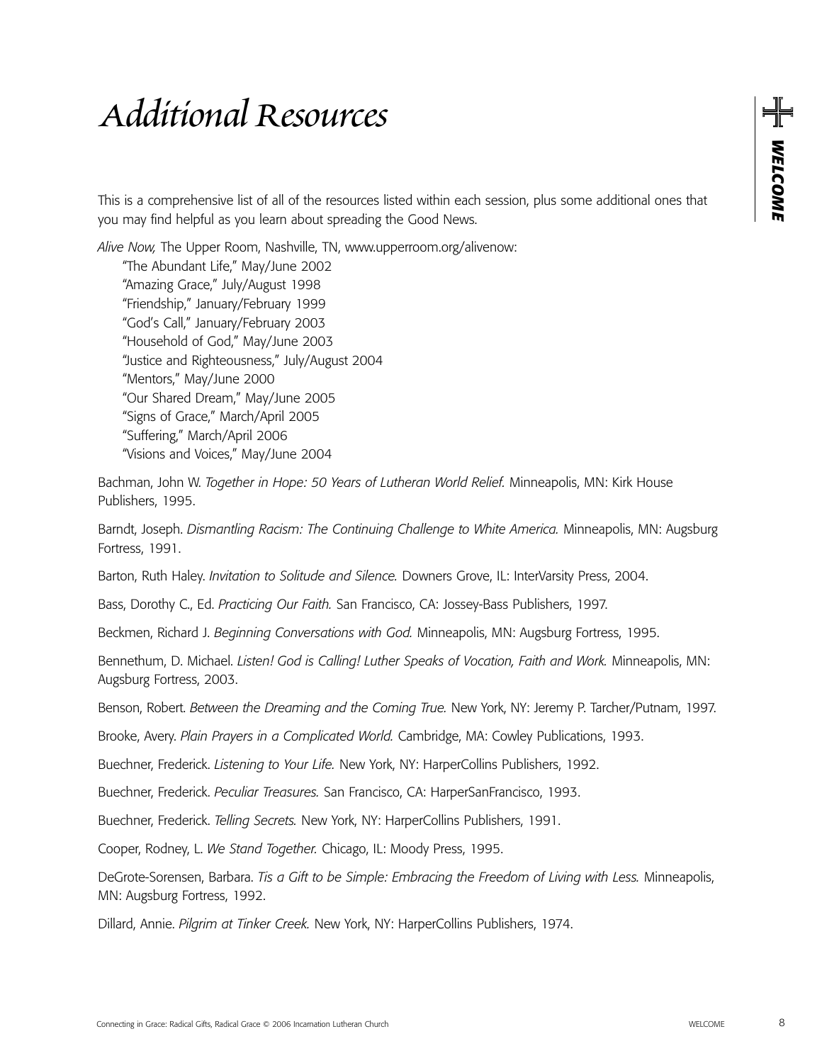# *Additional Resources*

This is a comprehensive list of all of the resources listed within each session, plus some additional ones that you may find helpful as you learn about spreading the Good News.

*Alive Now,* The Upper Room, Nashville, TN, www.upperroom.org/alivenow:

- "The Abundant Life," May/June 2002
- "Amazing Grace," July/August 1998
- "Friendship," January/February 1999
- "God's Call," January/February 2003
- "Household of God," May/June 2003
- "Justice and Righteousness," July/August 2004
- "Mentors," May/June 2000
- "Our Shared Dream," May/June 2005
- "Signs of Grace," March/April 2005
- "Suffering," March/April 2006
- "Visions and Voices," May/June 2004

Bachman, John W. *Together in Hope: 50 Years of Lutheran World Relief.* Minneapolis, MN: Kirk House Publishers, 1995.

Barndt, Joseph. *Dismantling Racism: The Continuing Challenge to White America.* Minneapolis, MN: Augsburg Fortress, 1991.

Barton, Ruth Haley. *Invitation to Solitude and Silence.* Downers Grove, IL: InterVarsity Press, 2004.

Bass, Dorothy C., Ed. *Practicing Our Faith.* San Francisco, CA: Jossey-Bass Publishers, 1997.

Beckmen, Richard J. *Beginning Conversations with God.* Minneapolis, MN: Augsburg Fortress, 1995.

Bennethum, D. Michael. *Listen! God is Calling! Luther Speaks of Vocation, Faith and Work.* Minneapolis, MN: Augsburg Fortress, 2003.

Benson, Robert. *Between the Dreaming and the Coming True.* New York, NY: Jeremy P. Tarcher/Putnam, 1997.

Brooke, Avery. *Plain Prayers in a Complicated World.* Cambridge, MA: Cowley Publications, 1993.

Buechner, Frederick. *Listening to Your Life.* New York, NY: HarperCollins Publishers, 1992.

Buechner, Frederick. *Peculiar Treasures.* San Francisco, CA: HarperSanFrancisco, 1993.

Buechner, Frederick. *Telling Secrets.* New York, NY: HarperCollins Publishers, 1991.

Cooper, Rodney, L. *We Stand Together.* Chicago, IL: Moody Press, 1995.

DeGrote-Sorensen, Barbara. *Tis a Gift to be Simple: Embracing the Freedom of Living with Less.* Minneapolis, MN: Augsburg Fortress, 1992.

Dillard, Annie. *Pilgrim at Tinker Creek.* New York, NY: HarperCollins Publishers, 1974.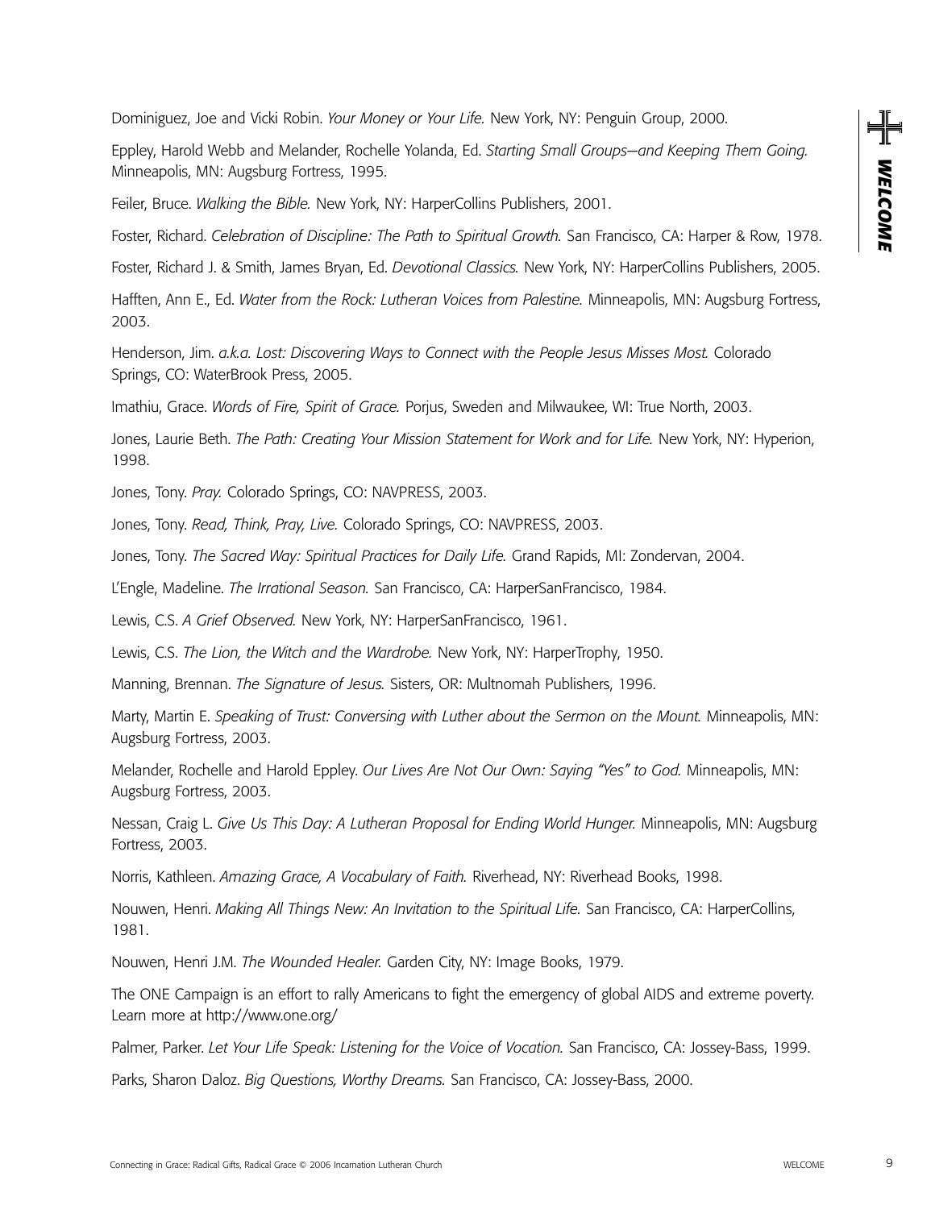Dominiguez, Joe and Vicki Robin. *Your Money or Your Life.* New York, NY: Penguin Group, 2000.

Eppley, Harold Webb and Melander, Rochelle Yolanda, Ed. *Starting Small Groups—and Keeping Them Going.* Minneapolis, MN: Augsburg Fortress, 1995.

Feiler, Bruce. *Walking the Bible.* New York, NY: HarperCollins Publishers, 2001.

Foster, Richard. *Celebration of Discipline: The Path to Spiritual Growth.* San Francisco, CA: Harper & Row, 1978.

Foster, Richard J. & Smith, James Bryan, Ed. *Devotional Classics.* New York, NY: HarperCollins Publishers, 2005.

Hafften, Ann E., Ed. *Water from the Rock: Lutheran Voices from Palestine.* Minneapolis, MN: Augsburg Fortress, 2003.

Henderson, Jim. *a.k.a. Lost: Discovering Ways to Connect with the People Jesus Misses Most.* Colorado Springs, CO: WaterBrook Press, 2005.

Imathiu, Grace. *Words of Fire, Spirit of Grace.* Porjus, Sweden and Milwaukee, WI: True North, 2003.

Jones, Laurie Beth. *The Path: Creating Your Mission Statement for Work and for Life.* New York, NY: Hyperion, 1998.

Jones, Tony. *Pray.* Colorado Springs, CO: NAVPRESS, 2003.

Jones, Tony. *Read, Think, Pray, Live.* Colorado Springs, CO: NAVPRESS, 2003.

Jones, Tony. *The Sacred Way: Spiritual Practices for Daily Life.* Grand Rapids, MI: Zondervan, 2004.

L'Engle, Madeline. *The Irrational Season.* San Francisco, CA: HarperSanFrancisco, 1984.

Lewis, C.S. *A Grief Observed.* New York, NY: HarperSanFrancisco, 1961.

Lewis, C.S. *The Lion, the Witch and the Wardrobe.* New York, NY: HarperTrophy, 1950.

Manning, Brennan. *The Signature of Jesus.* Sisters, OR: Multnomah Publishers, 1996.

Marty, Martin E. *Speaking of Trust: Conversing with Luther about the Sermon on the Mount.* Minneapolis, MN: Augsburg Fortress, 2003.

Melander, Rochelle and Harold Eppley. *Our Lives Are Not Our Own: Saying "Yes" to God.* Minneapolis, MN: Augsburg Fortress, 2003.

Nessan, Craig L. *Give Us This Day: A Lutheran Proposal for Ending World Hunger.* Minneapolis, MN: Augsburg Fortress, 2003.

Norris, Kathleen. *Amazing Grace, A Vocabulary of Faith.* Riverhead, NY: Riverhead Books, 1998.

Nouwen, Henri. *Making All Things New: An Invitation to the Spiritual Life.* San Francisco, CA: HarperCollins, 1981.

Nouwen, Henri J.M. *The Wounded Healer.* Garden City, NY: Image Books, 1979.

The ONE Campaign is an effort to rally Americans to fight the emergency of global AIDS and extreme poverty. Learn more at http://www.one.org/

Palmer, Parker. *Let Your Life Speak: Listening for the Voice of Vocation.* San Francisco, CA: Jossey-Bass, 1999.

Parks, Sharon Daloz. *Big Questions, Worthy Dreams.* San Francisco, CA: Jossey-Bass, 2000.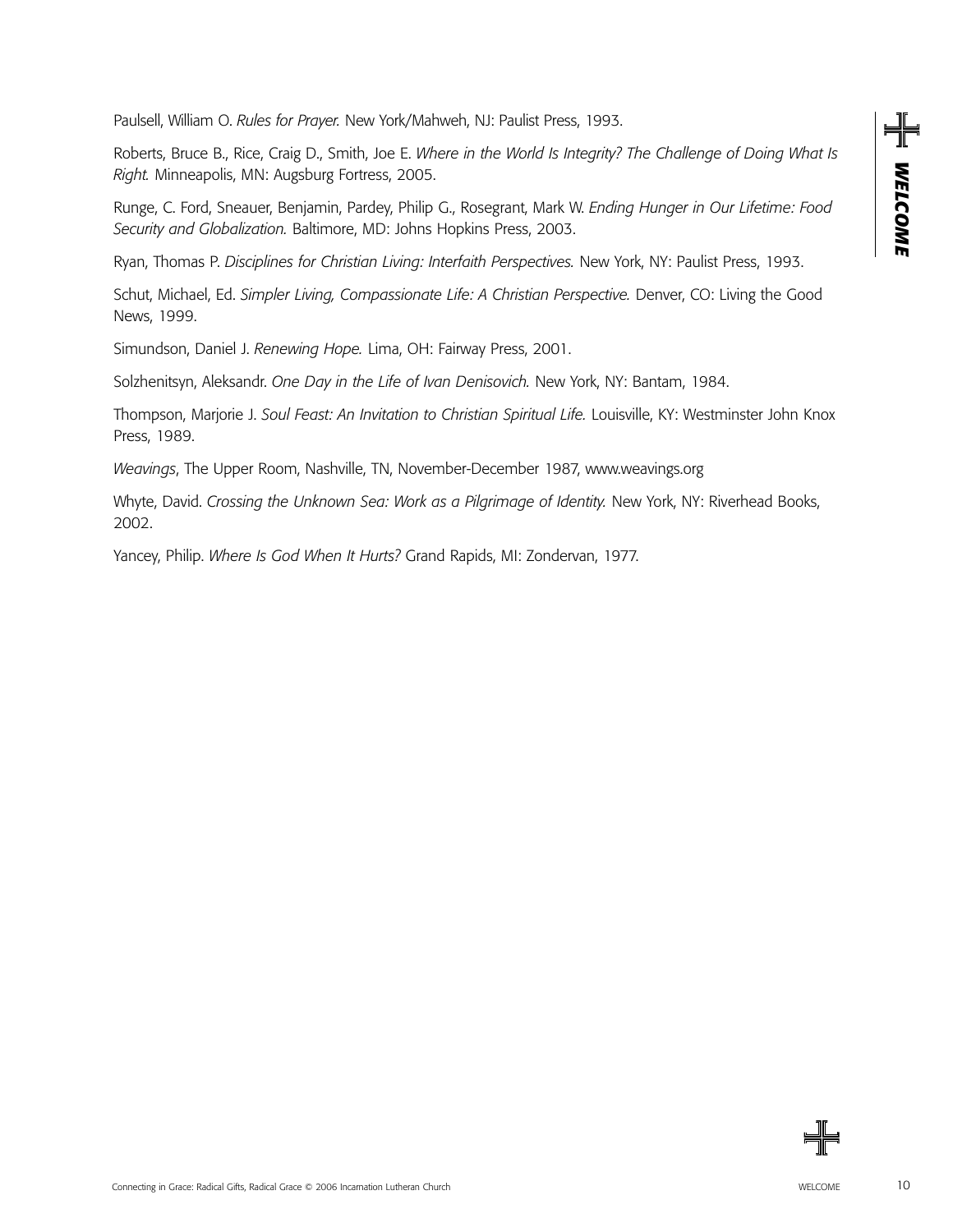Paulsell, William O. *Rules for Prayer.* New York/Mahweh, NJ: Paulist Press, 1993.

Roberts, Bruce B., Rice, Craig D., Smith, Joe E. *Where in the World Is Integrity? The Challenge of Doing What Is Right.* Minneapolis, MN: Augsburg Fortress, 2005.

Runge, C. Ford, Sneauer, Benjamin, Pardey, Philip G., Rosegrant, Mark W. *Ending Hunger in Our Lifetime: Food Security and Globalization.* Baltimore, MD: Johns Hopkins Press, 2003.

Ryan, Thomas P. *Disciplines for Christian Living: Interfaith Perspectives.* New York, NY: Paulist Press, 1993.

Schut, Michael, Ed. *Simpler Living, Compassionate Life: A Christian Perspective.* Denver, CO: Living the Good News, 1999.

Simundson, Daniel J. *Renewing Hope.* Lima, OH: Fairway Press, 2001.

Solzhenitsyn, Aleksandr. *One Day in the Life of Ivan Denisovich.* New York, NY: Bantam, 1984.

Thompson, Marjorie J. *Soul Feast: An Invitation to Christian Spiritual Life.* Louisville, KY: Westminster John Knox Press, 1989.

*Weavings*, The Upper Room, Nashville, TN, November-December 1987, www.weavings.org

Whyte, David. *Crossing the Unknown Sea: Work as a Pilgrimage of Identity.* New York, NY: Riverhead Books, 2002.

Yancey, Philip. *Where Is God When It Hurts?* Grand Rapids, MI: Zondervan, 1977.